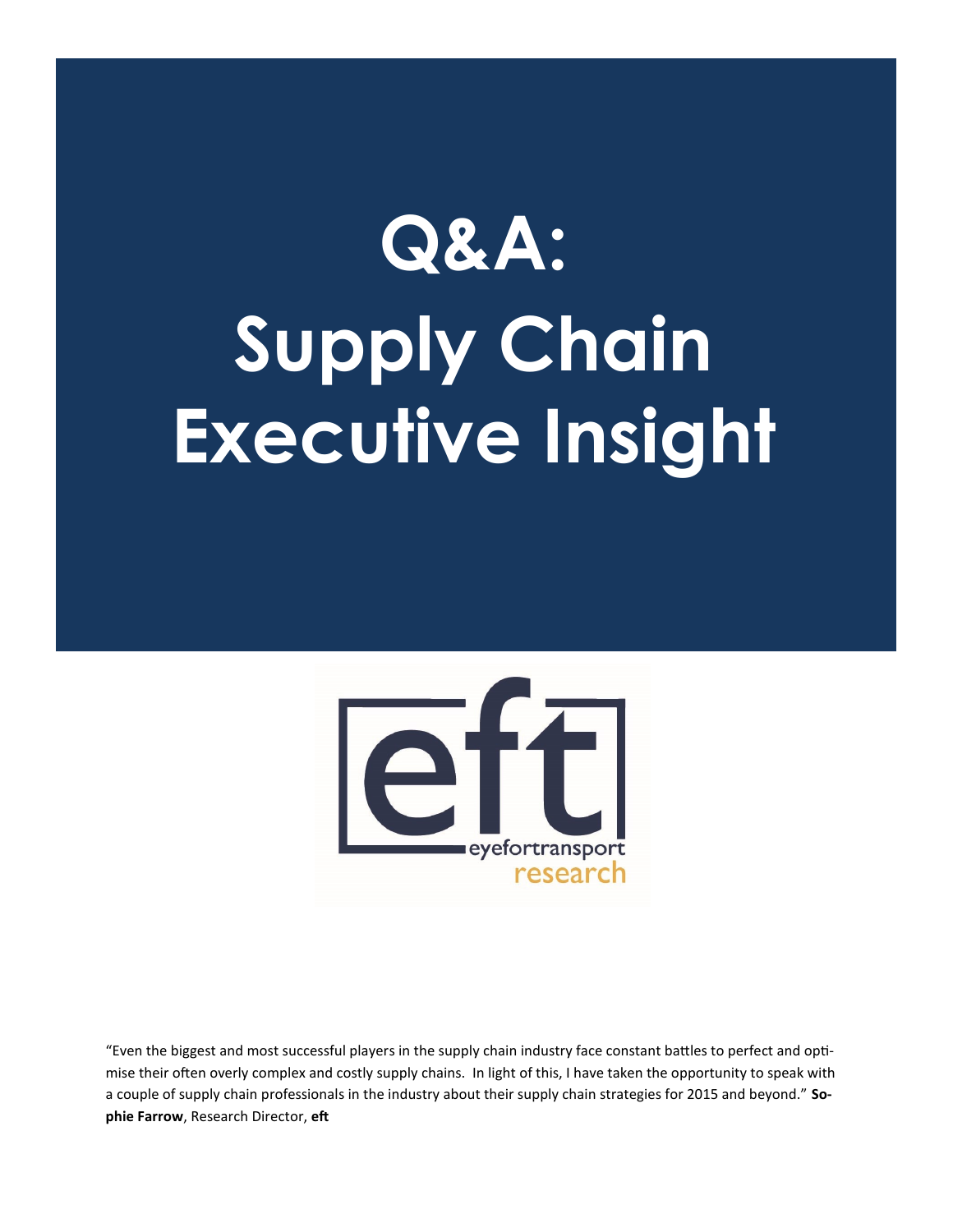# Q&A: Supply Chain Executive Insight

eyefortransport research

"Even the biggest and most successful players in the supply chain industry face constant battles to perfect and optimise their often overly complex and costly supply chains. In light of this, I have taken the opportunity to speak with a couple of supply chain professionals in the industry about their supply chain strategies for 2015 and beyond." **Sophie Farrow**, Research Director, **eft**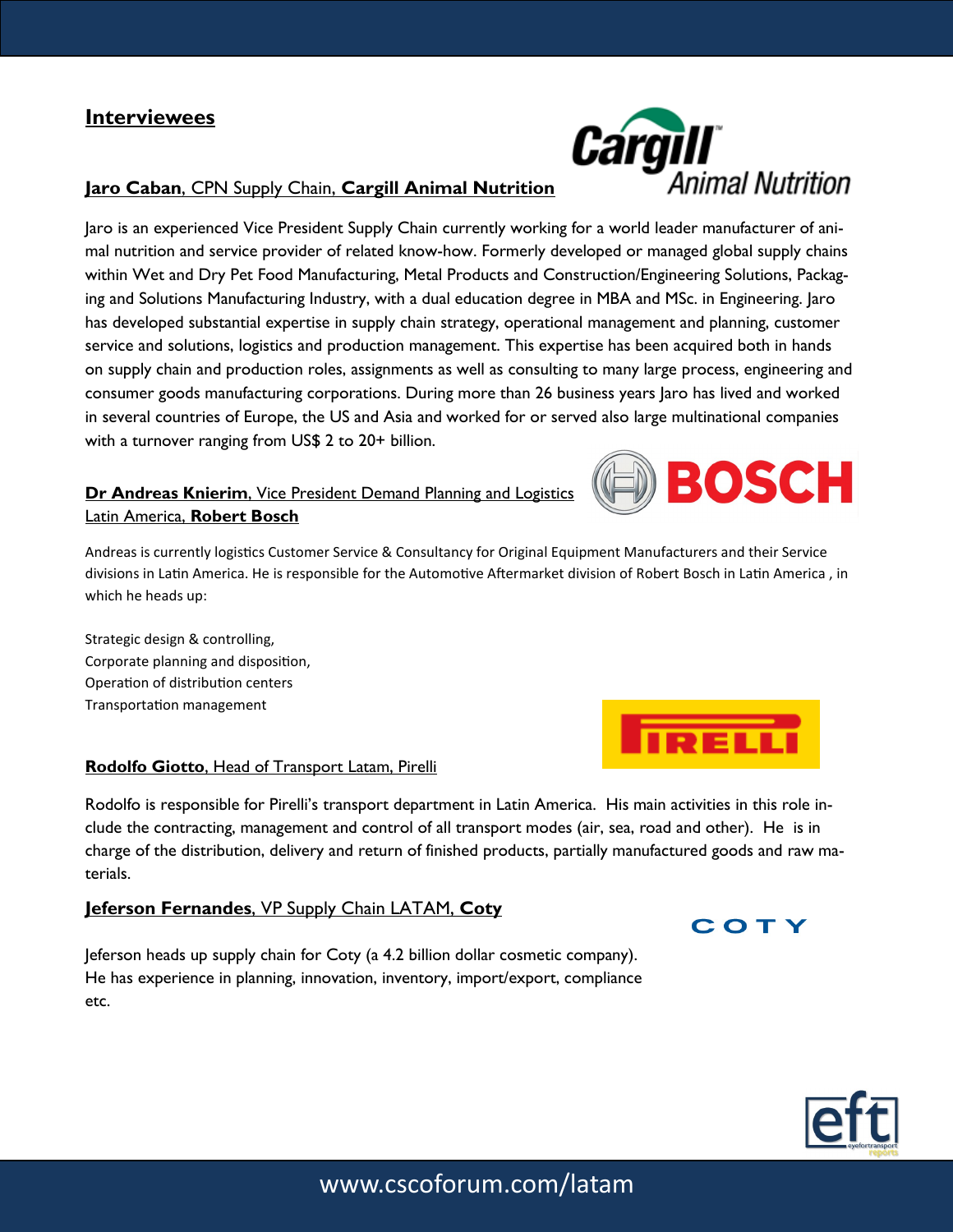## Interviewees

**Jaro Caban**, CPN Supply Chain, **Cargill Animal Nutrition**

Jaro is an experienced Vice President Supply Chain currently working for a world leader manufacturer of animal nutrition and service provider of related know-how. Formerly developed or managed global supply chains within Wet and Dry Pet Food Manufacturing, Metal Products and Construction/Engineering Solutions, Packaging and Solutions Manufacturing Industry, with a dual education degree in MBA and MSc. in Engineering. Jaro has developed substantial expertise in supply chain strategy, operational management and planning, customer service and solutions, logistics and production management. This expertise has been acquired both in hands on supply chain and production roles, assignments as well as consulting to many large process, engineering and consumer goods manufacturing corporations. During more than 26 business years Jaro has lived and worked in several countries of Europe, the US and Asia and worked for or served also large multinational companies with a turnover ranging from US$ 2 to 20+ billion.

**Dr Andreas Knierim**, Vice President Demand Planning and Logistics Latin America, **Robert Bosch**

Andreas is currently logistics Customer Service & Consultancy for Original Equipment Manufacturers and their Service divisions in Latin America. He is responsible for the Automotive Aftermarket division of Robert Bosch in Latin America , in which he heads up:

Strategic design & controlling,
Corporate planning and disposition,
Operation of distribution centers
Transportation management

**Rodolfo Giotto**, Head of Transport Latam, Pirelli

Rodolfo is responsible for Pirelli's transport department in Latin America. His main activities in this role include the contracting, management and control of all transport modes (air, sea, road and other). He is in charge of the distribution, delivery and return of finished products, partially manufactured goods and raw materials.

**Jeferson Fernandes**, VP Supply Chain LATAM, **Coty**

Jeferson heads up supply chain for Coty (a 4.2 billion dollar cosmetic company). He has experience in planning, innovation, inventory, import/export, compliance etc.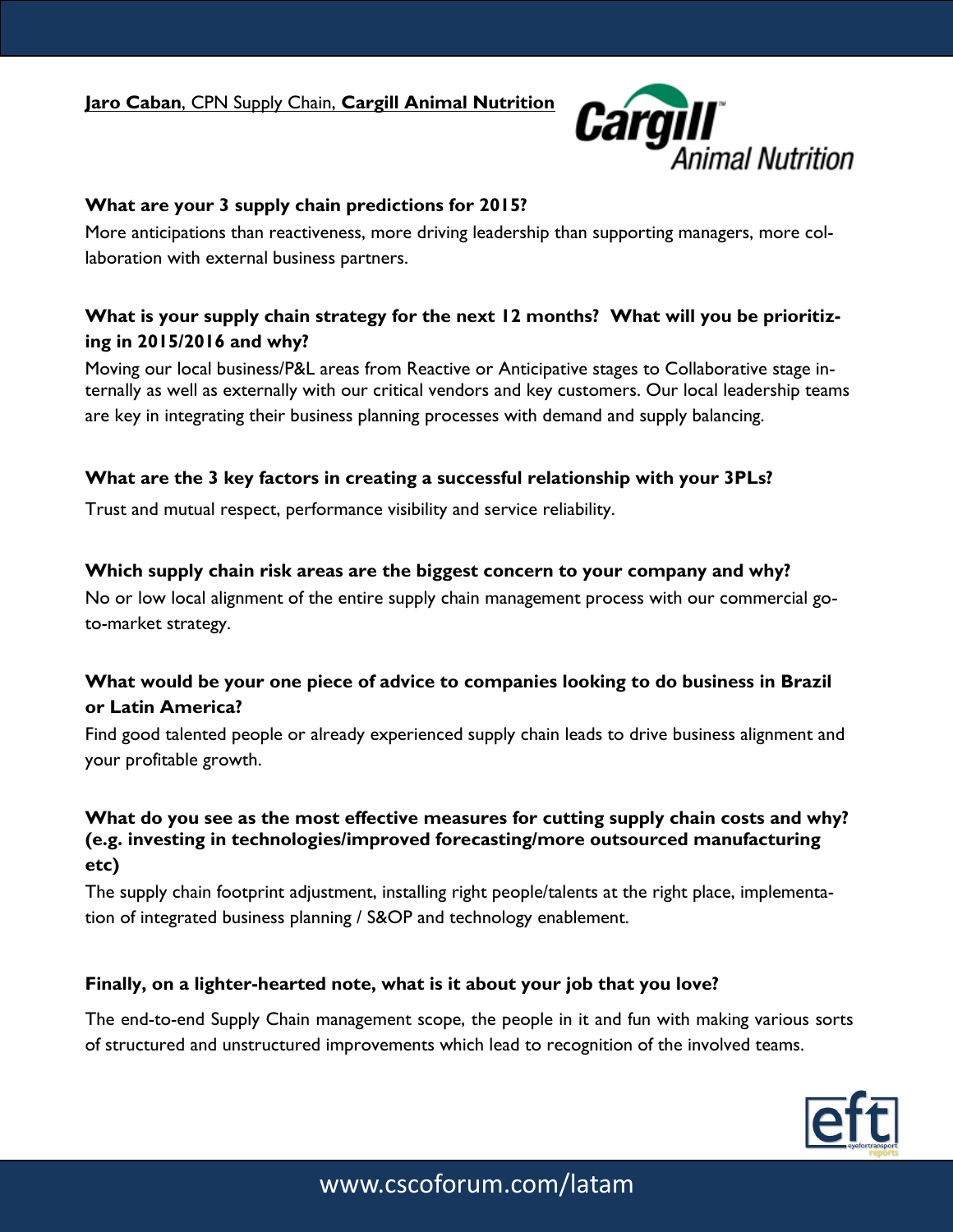**Jaro Caban**, CPN Supply Chain, **Cargill Animal Nutrition**

**What are your 3 supply chain predictions for 2015?**

More anticipations than reactiveness, more driving leadership than supporting managers, more collaboration with external business partners.

**What is your supply chain strategy for the next 12 months? What will you be prioritizing in 2015/2016 and why?**

Moving our local business/P&L areas from Reactive or Anticipative stages to Collaborative stage internally as well as externally with our critical vendors and key customers. Our local leadership teams are key in integrating their business planning processes with demand and supply balancing.

**What are the 3 key factors in creating a successful relationship with your 3PLs?**

Trust and mutual respect, performance visibility and service reliability.

**Which supply chain risk areas are the biggest concern to your company and why?**

No or low local alignment of the entire supply chain management process with our commercial go-to-market strategy.

**What would be your one piece of advice to companies looking to do business in Brazil or Latin America?**

Find good talented people or already experienced supply chain leads to drive business alignment and your profitable growth.

**What do you see as the most effective measures for cutting supply chain costs and why? (e.g. investing in technologies/improved forecasting/more outsourced manufacturing etc)**

The supply chain footprint adjustment, installing right people/talents at the right place, implementation of integrated business planning / S&OP and technology enablement.

**Finally, on a lighter-hearted note, what is it about your job that you love?**

The end-to-end Supply Chain management scope, the people in it and fun with making various sorts of structured and unstructured improvements which lead to recognition of the involved teams.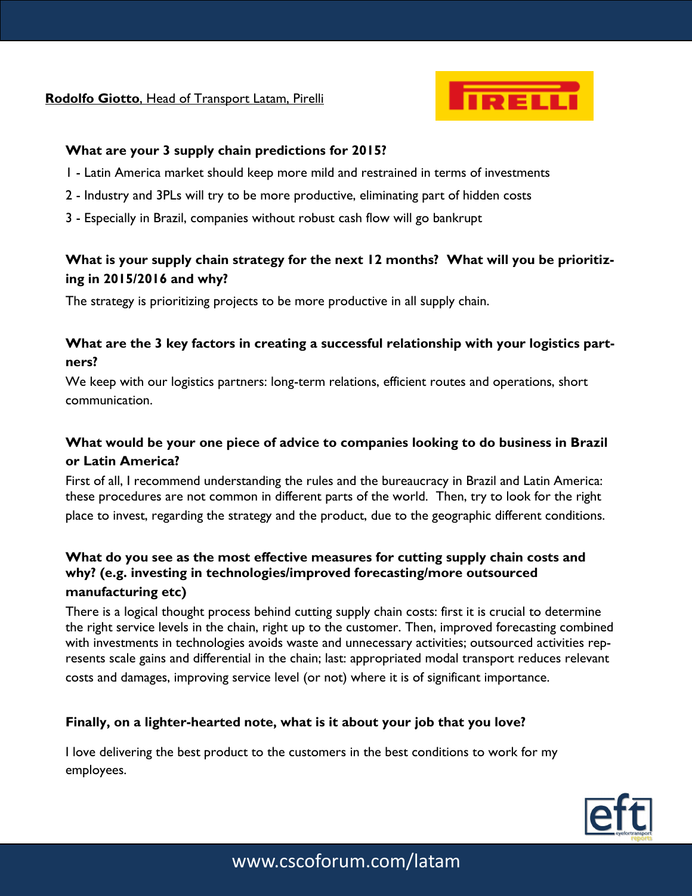**Rodolfo Giotto**, Head of Transport Latam, Pirelli

**What are your 3 supply chain predictions for 2015?**

1 - Latin America market should keep more mild and restrained in terms of investments

2 - Industry and 3PLs will try to be more productive, eliminating part of hidden costs

3 - Especially in Brazil, companies without robust cash flow will go bankrupt

**What is your supply chain strategy for the next 12 months? What will you be prioritizing in 2015/2016 and why?**

The strategy is prioritizing projects to be more productive in all supply chain.

**What are the 3 key factors in creating a successful relationship with your logistics partners?**

We keep with our logistics partners: long-term relations, efficient routes and operations, short communication.

**What would be your one piece of advice to companies looking to do business in Brazil or Latin America?**

First of all, I recommend understanding the rules and the bureaucracy in Brazil and Latin America: these procedures are not common in different parts of the world. Then, try to look for the right place to invest, regarding the strategy and the product, due to the geographic different conditions.

**What do you see as the most effective measures for cutting supply chain costs and why? (e.g. investing in technologies/improved forecasting/more outsourced manufacturing etc)**

There is a logical thought process behind cutting supply chain costs: first it is crucial to determine the right service levels in the chain, right up to the customer. Then, improved forecasting combined with investments in technologies avoids waste and unnecessary activities; outsourced activities represents scale gains and differential in the chain; last: appropriated modal transport reduces relevant costs and damages, improving service level (or not) where it is of significant importance.

**Finally, on a lighter-hearted note, what is it about your job that you love?**

I love delivering the best product to the customers in the best conditions to work for my employees.

www.cscoforum.com/latam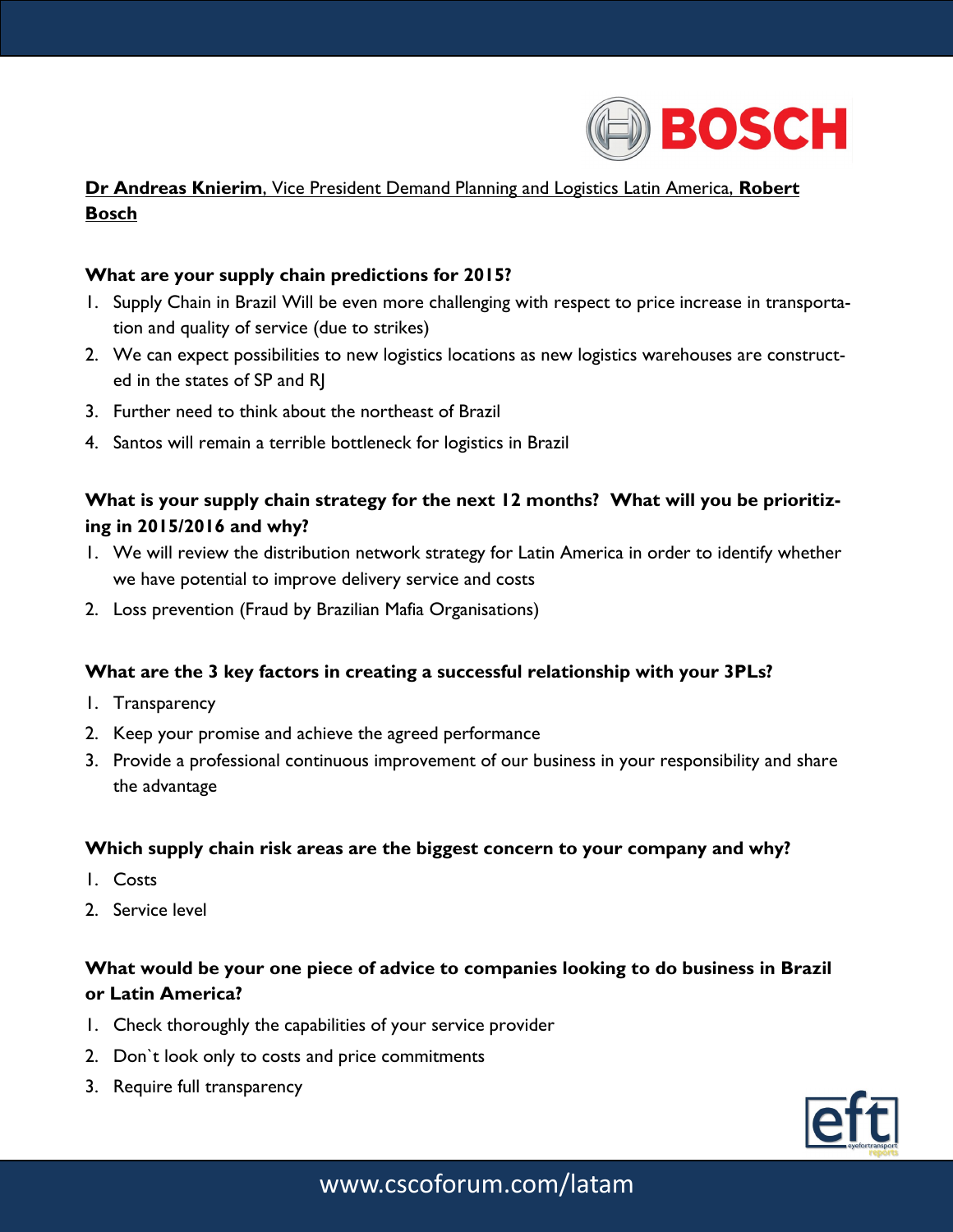**Dr Andreas Knierim**, Vice President Demand Planning and Logistics Latin America, **Robert Bosch**

**What are your supply chain predictions for 2015?**

1. Supply Chain in Brazil Will be even more challenging with respect to price increase in transportation and quality of service (due to strikes)
2. We can expect possibilities to new logistics locations as new logistics warehouses are constructed in the states of SP and RJ
3. Further need to think about the northeast of Brazil
4. Santos will remain a terrible bottleneck for logistics in Brazil

**What is your supply chain strategy for the next 12 months? What will you be prioritizing in 2015/2016 and why?**

1. We will review the distribution network strategy for Latin America in order to identify whether we have potential to improve delivery service and costs
2. Loss prevention (Fraud by Brazilian Mafia Organisations)

**What are the 3 key factors in creating a successful relationship with your 3PLs?**

1. Transparency
2. Keep your promise and achieve the agreed performance
3. Provide a professional continuous improvement of our business in your responsibility and share the advantage

**Which supply chain risk areas are the biggest concern to your company and why?**

1. Costs
2. Service level

**What would be your one piece of advice to companies looking to do business in Brazil or Latin America?**

1. Check thoroughly the capabilities of your service provider
2. Don`t look only to costs and price commitments
3. Require full transparency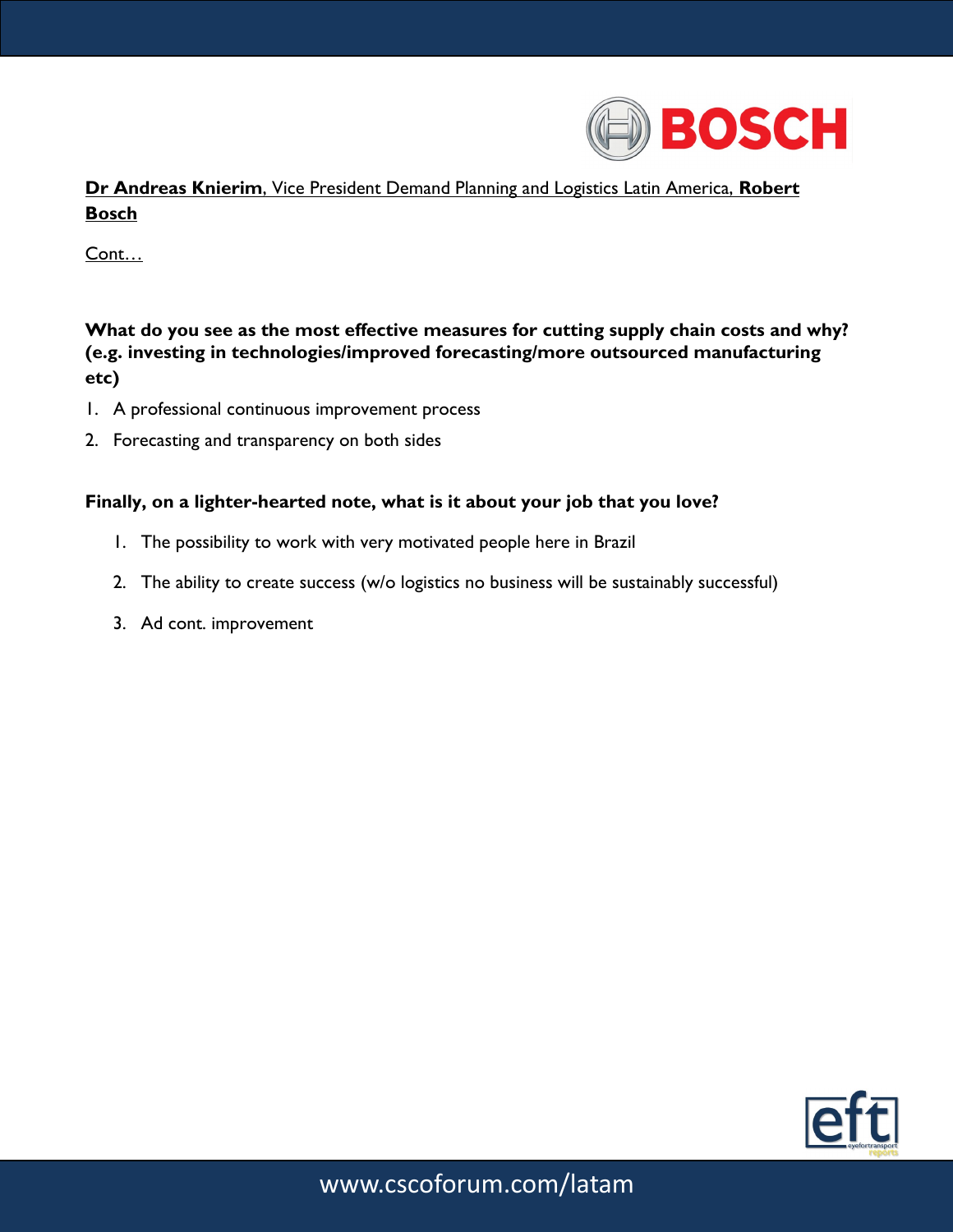**Dr Andreas Knierim**, Vice President Demand Planning and Logistics Latin America, **Robert Bosch**

Cont…

**What do you see as the most effective measures for cutting supply chain costs and why? (e.g. investing in technologies/improved forecasting/more outsourced manufacturing etc)**

1. A professional continuous improvement process
2. Forecasting and transparency on both sides

**Finally, on a lighter-hearted note, what is it about your job that you love?**

1. The possibility to work with very motivated people here in Brazil
2. The ability to create success (w/o logistics no business will be sustainably successful)
3. Ad cont. improvement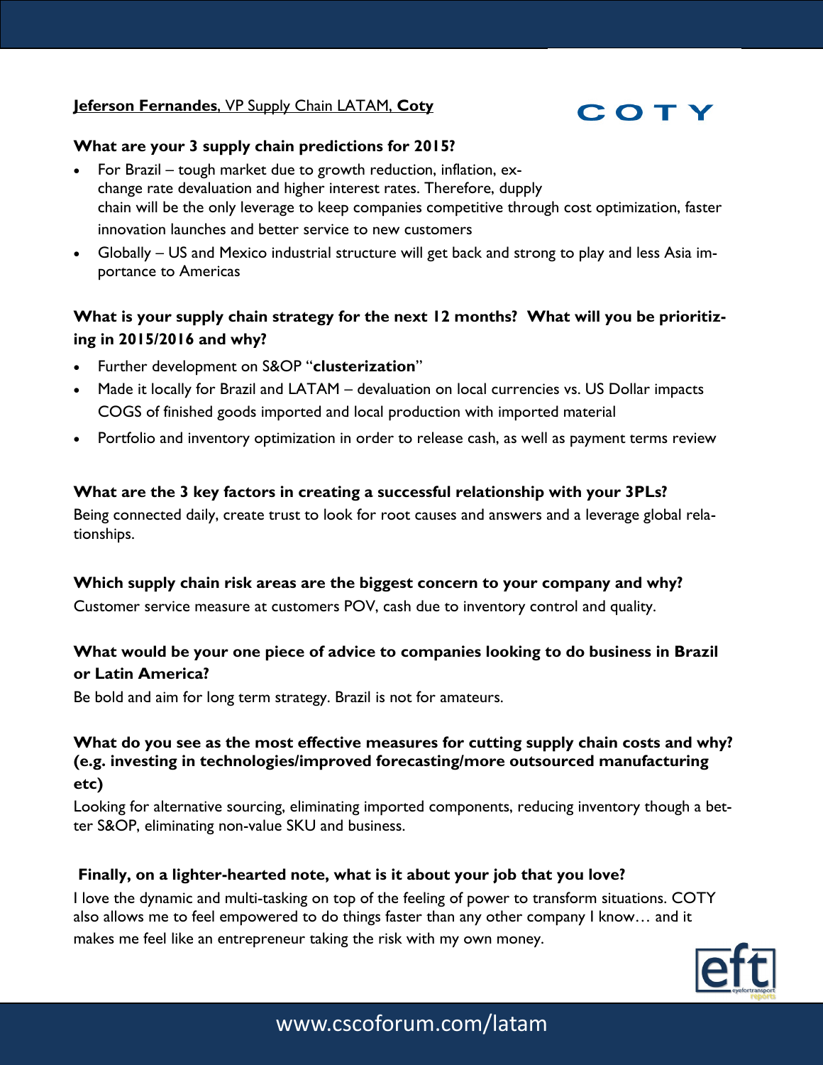**Jeferson Fernandes**, VP Supply Chain LATAM, **Coty**

COTY

**What are your 3 supply chain predictions for 2015?**

- For Brazil – tough market due to growth reduction, inflation, exchange rate devaluation and higher interest rates. Therefore, dupply chain will be the only leverage to keep companies competitive through cost optimization, faster innovation launches and better service to new customers
- Globally – US and Mexico industrial structure will get back and strong to play and less Asia importance to Americas

**What is your supply chain strategy for the next 12 months? What will you be prioritizing in 2015/2016 and why?**

- Further development on S&OP "**clusterization**"
- Made it locally for Brazil and LATAM – devaluation on local currencies vs. US Dollar impacts COGS of finished goods imported and local production with imported material
- Portfolio and inventory optimization in order to release cash, as well as payment terms review

**What are the 3 key factors in creating a successful relationship with your 3PLs?**

Being connected daily, create trust to look for root causes and answers and a leverage global relationships.

**Which supply chain risk areas are the biggest concern to your company and why?**

Customer service measure at customers POV, cash due to inventory control and quality.

**What would be your one piece of advice to companies looking to do business in Brazil or Latin America?**

Be bold and aim for long term strategy. Brazil is not for amateurs.

**What do you see as the most effective measures for cutting supply chain costs and why? (e.g. investing in technologies/improved forecasting/more outsourced manufacturing etc)**

Looking for alternative sourcing, eliminating imported components, reducing inventory though a better S&OP, eliminating non-value SKU and business.

**Finally, on a lighter-hearted note, what is it about your job that you love?**

I love the dynamic and multi-tasking on top of the feeling of power to transform situations. COTY also allows me to feel empowered to do things faster than any other company I know… and it makes me feel like an entrepreneur taking the risk with my own money.

www.cscoforum.com/latam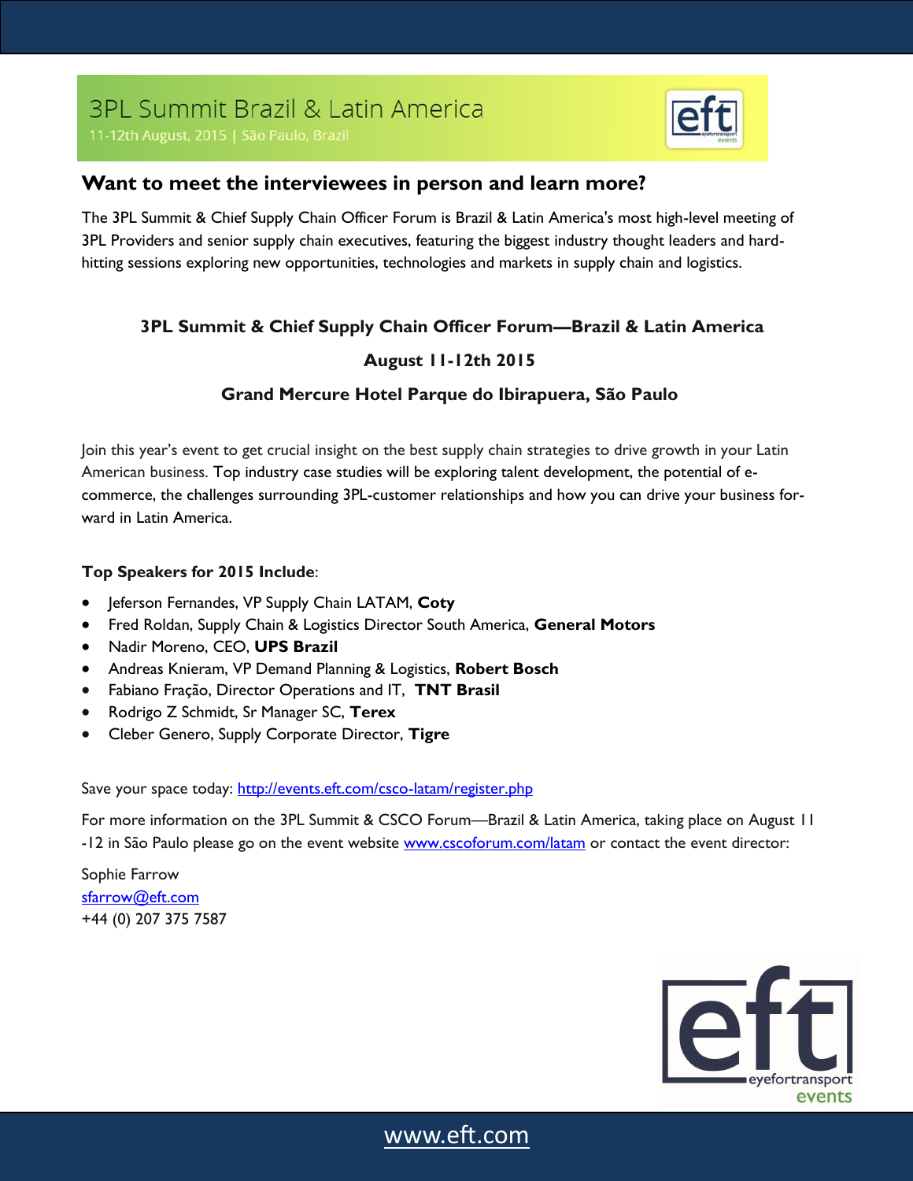3PL Summit Brazil & Latin America

11-12th August, 2015 | São Paulo, Brazil

## Want to meet the interviewees in person and learn more?

The 3PL Summit & Chief Supply Chain Officer Forum is Brazil & Latin America's most high-level meeting of 3PL Providers and senior supply chain executives, featuring the biggest industry thought leaders and hard-hitting sessions exploring new opportunities, technologies and markets in supply chain and logistics.

**3PL Summit & Chief Supply Chain Officer Forum—Brazil & Latin America**

**August 11-12th 2015**

**Grand Mercure Hotel Parque do Ibirapuera, São Paulo**

Join this year's event to get crucial insight on the best supply chain strategies to drive growth in your Latin American business. Top industry case studies will be exploring talent development, the potential of e-commerce, the challenges surrounding 3PL-customer relationships and how you can drive your business forward in Latin America.

**Top Speakers for 2015 Include**:

- Jeferson Fernandes, VP Supply Chain LATAM, **Coty**
- Fred Roldan, Supply Chain & Logistics Director South America, **General Motors**
- Nadir Moreno, CEO, **UPS Brazil**
- Andreas Knieram, VP Demand Planning & Logistics, **Robert Bosch**
- Fabiano Fração, Director Operations and IT, **TNT Brasil**
- Rodrigo Z Schmidt, Sr Manager SC, **Terex**
- Cleber Genero, Supply Corporate Director, **Tigre**

Save your space today: http://events.eft.com/csco-latam/register.php

For more information on the 3PL Summit & CSCO Forum—Brazil & Latin America, taking place on August 11-12 in São Paulo please go on the event website www.cscoforum.com/latam or contact the event director:

Sophie Farrow
sfarrow@eft.com
+44 (0) 207 375 7587

www.eft.com